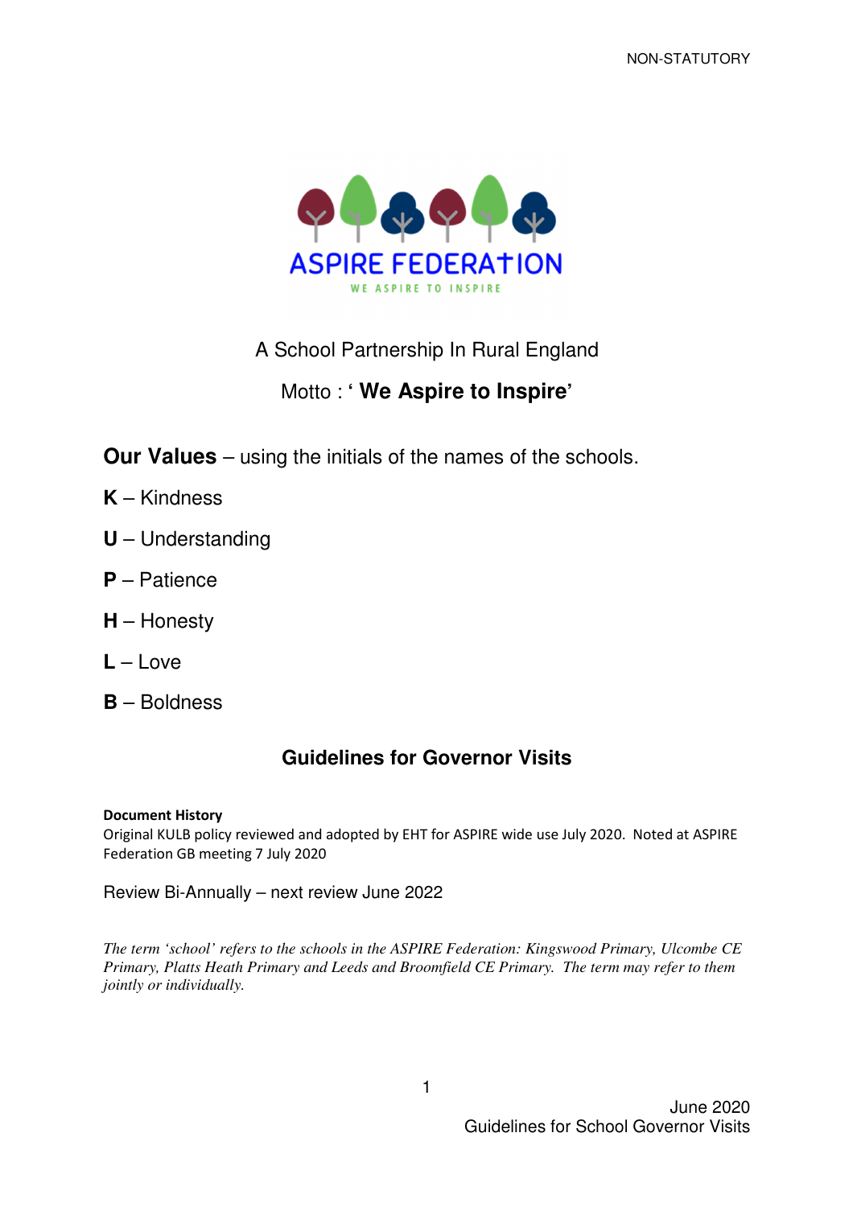NON-STATUTORY

ASPIRE FEDERATION

WE ASPIRE TO INSPIRE

A School Partnership In Rural England

Motto : ' **We Aspire to Inspire**'

**Our Values** – using the initials of the names of the schools.

**K** – Kindness

**U** – Understanding

**P** – Patience

**H** – Honesty

**L** – Love

**B** – Boldness

# Guidelines for Governor Visits

**Document History**

Original KULB policy reviewed and adopted by EHT for ASPIRE wide use July 2020. Noted at ASPIRE Federation GB meeting 7 July 2020

Review Bi-Annually – next review June 2022

*The term 'school' refers to the schools in the ASPIRE Federation: Kingswood Primary, Ulcombe CE Primary, Platts Heath Primary and Leeds and Broomfield CE Primary. The term may refer to them jointly or individually.*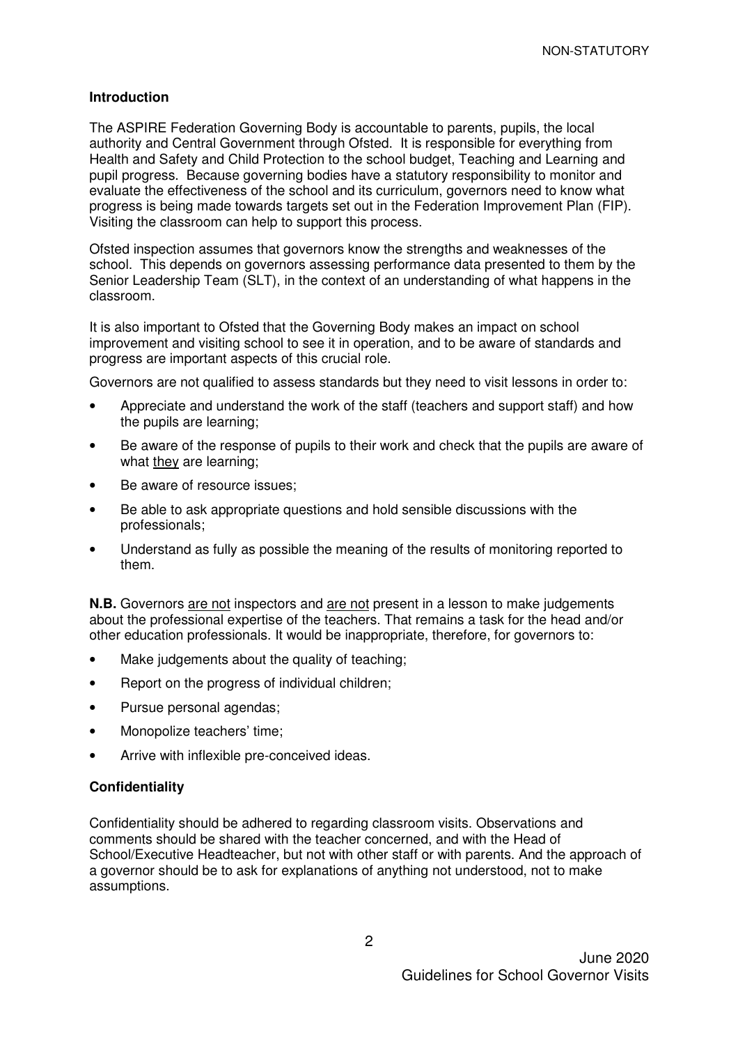## Introduction

The ASPIRE Federation Governing Body is accountable to parents, pupils, the local authority and Central Government through Ofsted. It is responsible for everything from Health and Safety and Child Protection to the school budget, Teaching and Learning and pupil progress. Because governing bodies have a statutory responsibility to monitor and evaluate the effectiveness of the school and its curriculum, governors need to know what progress is being made towards targets set out in the Federation Improvement Plan (FIP). Visiting the classroom can help to support this process.

Ofsted inspection assumes that governors know the strengths and weaknesses of the school. This depends on governors assessing performance data presented to them by the Senior Leadership Team (SLT), in the context of an understanding of what happens in the classroom.

It is also important to Ofsted that the Governing Body makes an impact on school improvement and visiting school to see it in operation, and to be aware of standards and progress are important aspects of this crucial role.

Governors are not qualified to assess standards but they need to visit lessons in order to:

- Appreciate and understand the work of the staff (teachers and support staff) and how the pupils are learning;
- Be aware of the response of pupils to their work and check that the pupils are aware of what they are learning;
- Be aware of resource issues;
- Be able to ask appropriate questions and hold sensible discussions with the professionals;
- Understand as fully as possible the meaning of the results of monitoring reported to them.

**N.B.** Governors are not inspectors and are not present in a lesson to make judgements about the professional expertise of the teachers. That remains a task for the head and/or other education professionals. It would be inappropriate, therefore, for governors to:

- Make judgements about the quality of teaching;
- Report on the progress of individual children;
- Pursue personal agendas;
- Monopolize teachers' time;
- Arrive with inflexible pre-conceived ideas.

## Confidentiality

Confidentiality should be adhered to regarding classroom visits. Observations and comments should be shared with the teacher concerned, and with the Head of School/Executive Headteacher, but not with other staff or with parents. And the approach of a governor should be to ask for explanations of anything not understood, not to make assumptions.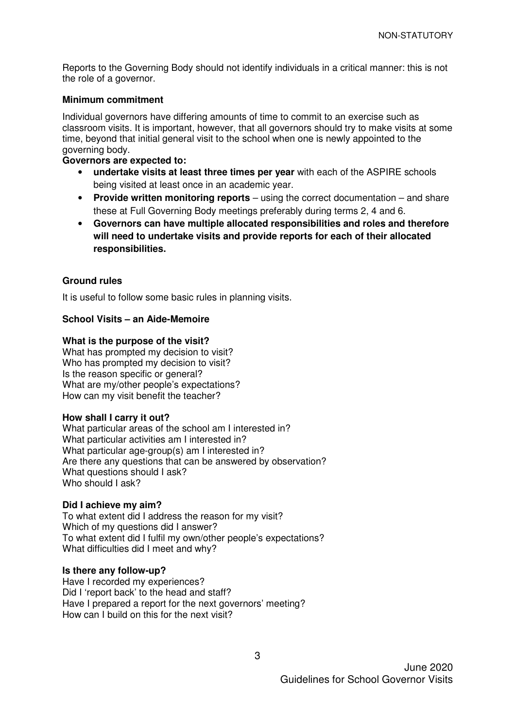Reports to the Governing Body should not identify individuals in a critical manner: this is not the role of a governor.

**Minimum commitment**

Individual governors have differing amounts of time to commit to an exercise such as classroom visits. It is important, however, that all governors should try to make visits at some time, beyond that initial general visit to the school when one is newly appointed to the governing body.

**Governors are expected to:**

- **undertake visits at least three times per year** with each of the ASPIRE schools being visited at least once in an academic year.
- **Provide written monitoring reports** – using the correct documentation – and share these at Full Governing Body meetings preferably during terms 2, 4 and 6.
- **Governors can have multiple allocated responsibilities and roles and therefore will need to undertake visits and provide reports for each of their allocated responsibilities.**

**Ground rules**

It is useful to follow some basic rules in planning visits.

**School Visits – an Aide-Memoire**

**What is the purpose of the visit?**
What has prompted my decision to visit?
Who has prompted my decision to visit?
Is the reason specific or general?
What are my/other people's expectations?
How can my visit benefit the teacher?

**How shall I carry it out?**
What particular areas of the school am I interested in?
What particular activities am I interested in?
What particular age-group(s) am I interested in?
Are there any questions that can be answered by observation?
What questions should I ask?
Who should I ask?

**Did I achieve my aim?**
To what extent did I address the reason for my visit?
Which of my questions did I answer?
To what extent did I fulfil my own/other people's expectations?
What difficulties did I meet and why?

**Is there any follow-up?**
Have I recorded my experiences?
Did I 'report back' to the head and staff?
Have I prepared a report for the next governors' meeting?
How can I build on this for the next visit?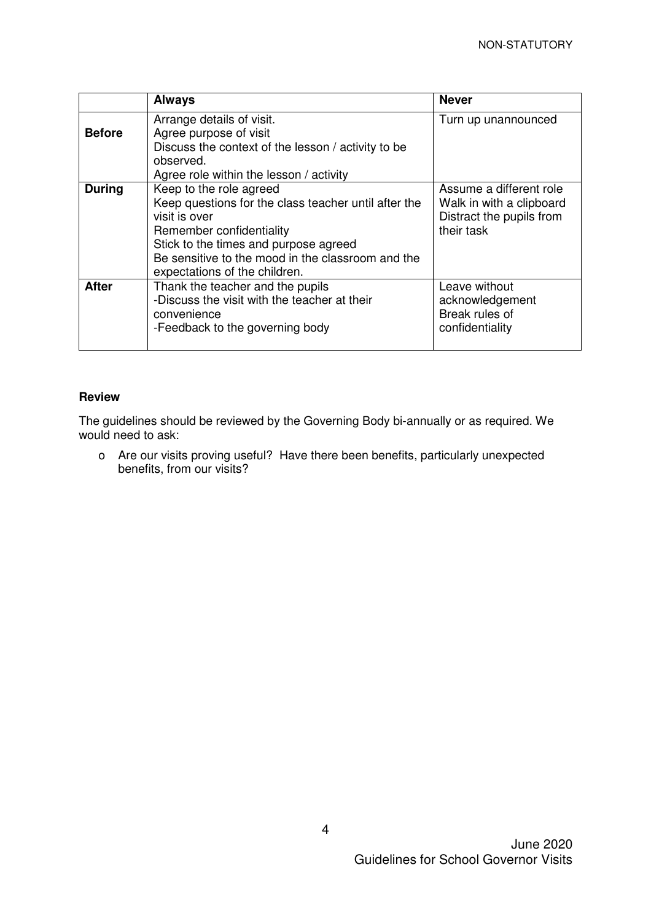| | Always | Never |
|---|---|---|
| **Before** | Arrange details of visit.<br>Agree purpose of visit<br>Discuss the context of the lesson / activity to be observed.<br>Agree role within the lesson / activity | Turn up unannounced |
| **During** | Keep to the role agreed<br>Keep questions for the class teacher until after the visit is over<br>Remember confidentiality<br>Stick to the times and purpose agreed<br>Be sensitive to the mood in the classroom and the expectations of the children. | Assume a different role<br>Walk in with a clipboard<br>Distract the pupils from their task |
| **After** | Thank the teacher and the pupils<br>-Discuss the visit with the teacher at their convenience<br>-Feedback to the governing body | Leave without acknowledgement<br>Break rules of confidentiality |

**Review**

The guidelines should be reviewed by the Governing Body bi-annually or as required. We would need to ask:

- Are our visits proving useful? Have there been benefits, particularly unexpected benefits, from our visits?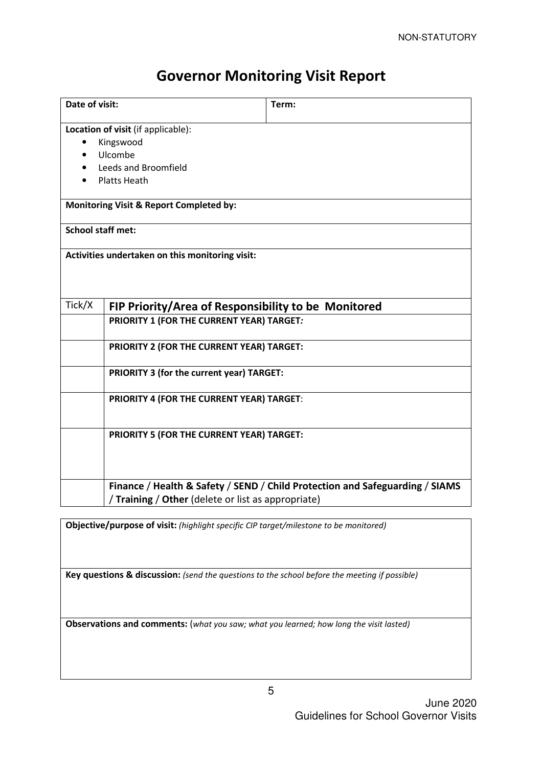NON-STATUTORY

# Governor Monitoring Visit Report

| **Date of visit:** | **Term:** |
|---|---|
| **Location of visit** (if applicable):<br>• Kingswood<br>• Ulcombe<br>• Leeds and Broomfield<br>• Platts Heath | |
| **Monitoring Visit & Report Completed by:** | |
| **School staff met:** | |
| **Activities undertaken on this monitoring visit:** | |

| Tick/X | **FIP Priority/Area of Responsibility to be Monitored** |
|---|---|
| | **PRIORITY 1 (FOR THE CURRENT YEAR) TARGET***:* |
| | **PRIORITY 2 (FOR THE CURRENT YEAR) TARGET:** |
| | **PRIORITY 3 (for the current year) TARGET:** |
| | **PRIORITY 4 (FOR THE CURRENT YEAR) TARGET**: |
| | **PRIORITY 5 (FOR THE CURRENT YEAR) TARGET:** |
| | **Finance** / **Health & Safety** / **SEND** / **Child Protection and Safeguarding** / **SIAMS** / **Training** / **Other** (delete or list as appropriate) |

| **Objective/purpose of visit:** *(highlight specific CIP target/milestone to be monitored)* |
|---|
| **Key questions & discussion:** *(send the questions to the school before the meeting if possible)* |
| **Observations and comments:** (*what you saw; what you learned; how long the visit lasted)* |

June 2020
Guidelines for School Governor Visits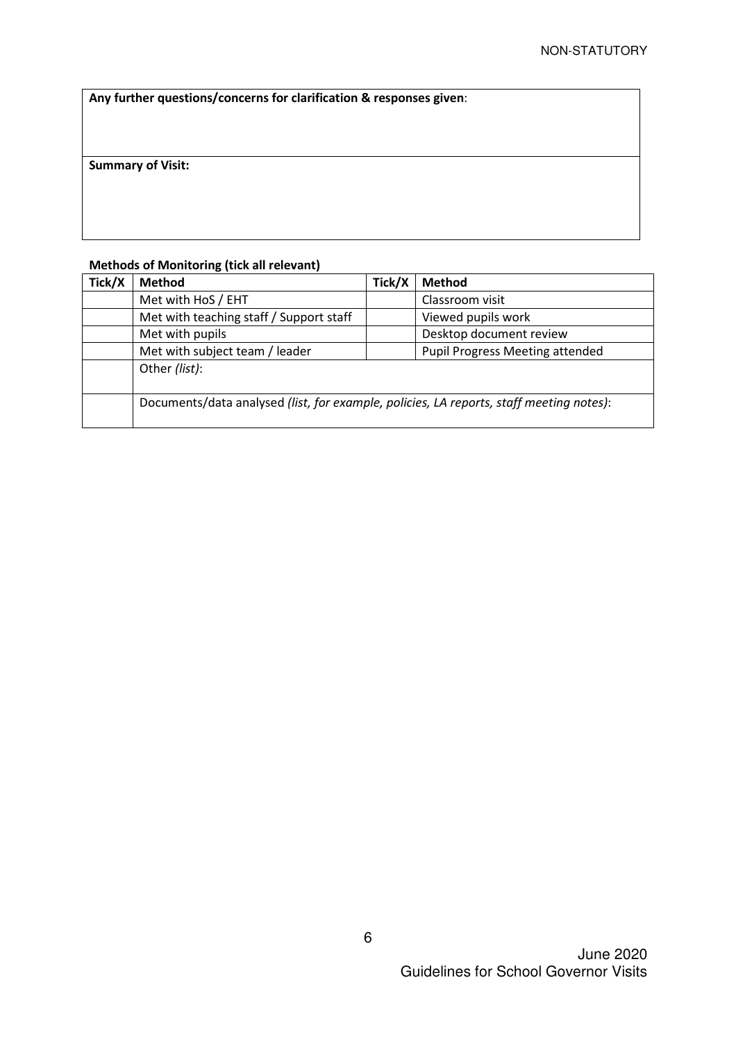| **Any further questions/concerns for clarification & responses given**: |
| --- |
| **Summary of Visit:** |

**Methods of Monitoring (tick all relevant)**

| Tick/X | Method | Tick/X | Method |
| --- | --- | --- | --- |
| | Met with HoS / EHT | | Classroom visit |
| | Met with teaching staff / Support staff | | Viewed pupils work |
| | Met with pupils | | Desktop document review |
| | Met with subject team / leader | | Pupil Progress Meeting attended |
| | Other *(list)*: | | |
| | Documents/data analysed *(list, for example, policies, LA reports, staff meeting notes)*: | | |